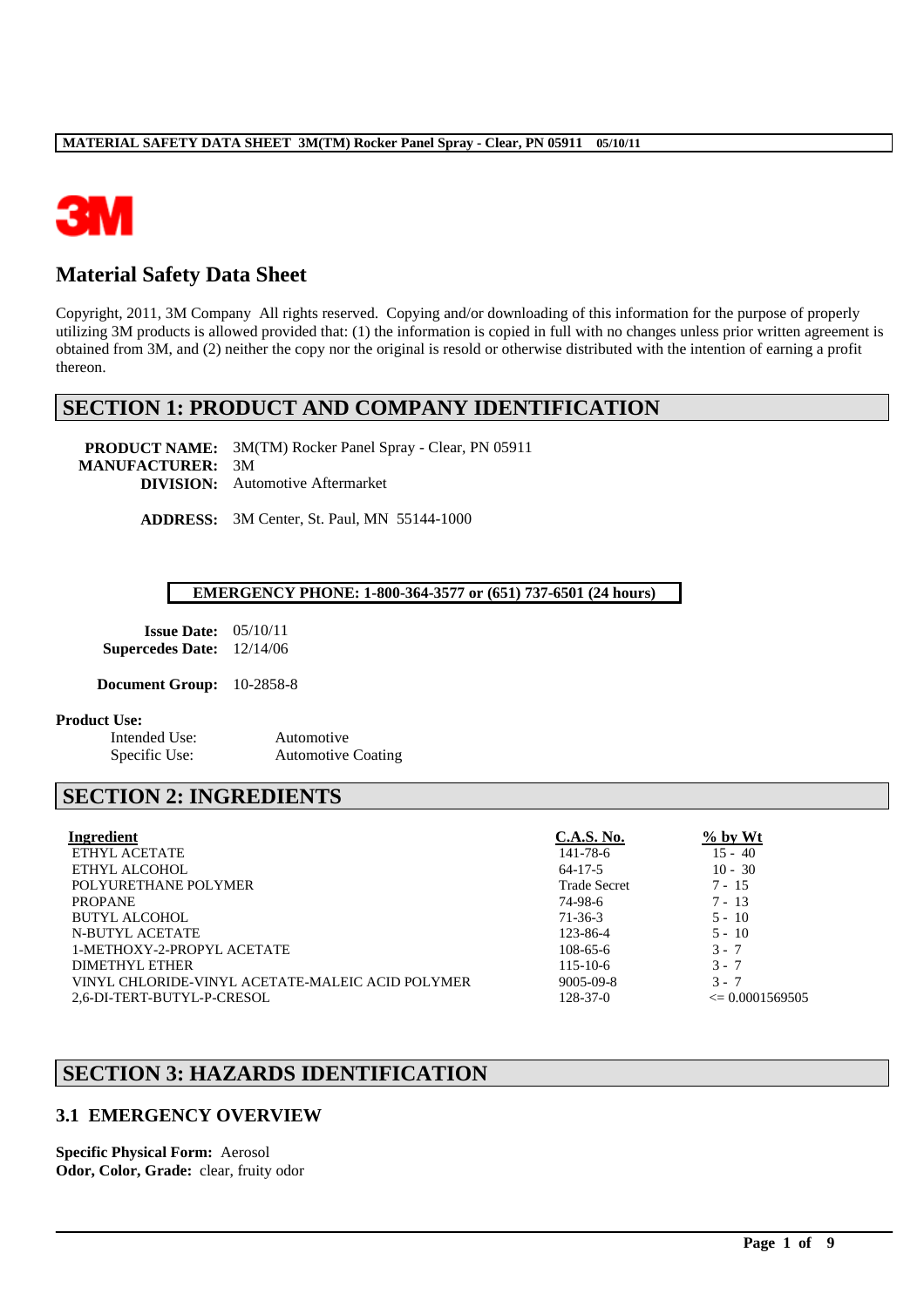# Material Safety Data Sheet

Copyright, 2011, 3M Company All rights reserved. Copying and/or downloading of this information for the purpose of properly utilizing 3M products is allowed provided that: (1) the information is copied in full with no changes unless prior written agreement is obtained from 3M, and (2) neither the copy nor the original is resold or otherwise distributed with the intention of earning a profit thereon.

## SECTION 1: PRODUCT AND COMPANY IDENTIFICATION

**PRODUCT NAME:** 3M(TM) Rocker Panel Spray - Clear, PN 05911
**MANUFACTURER:** 3M
**DIVISION:** Automotive Aftermarket

**ADDRESS:** 3M Center, St. Paul, MN 55144-1000

**EMERGENCY PHONE: 1-800-364-3577 or (651) 737-6501 (24 hours)**

**Issue Date:** 05/10/11
**Supercedes Date:** 12/14/06

**Document Group:** 10-2858-8

**Product Use:**

Intended Use: Automotive
Specific Use: Automotive Coating

## SECTION 2: INGREDIENTS

| Ingredient | C.A.S. No. | % by Wt |
|---|---|---|
| ETHYL ACETATE | 141-78-6 | 15 - 40 |
| ETHYL ALCOHOL | 64-17-5 | 10 - 30 |
| POLYURETHANE POLYMER | Trade Secret | 7 - 15 |
| PROPANE | 74-98-6 | 7 - 13 |
| BUTYL ALCOHOL | 71-36-3 | 5 - 10 |
| N-BUTYL ACETATE | 123-86-4 | 5 - 10 |
| 1-METHOXY-2-PROPYL ACETATE | 108-65-6 | 3 - 7 |
| DIMETHYL ETHER | 115-10-6 | 3 - 7 |
| VINYL CHLORIDE-VINYL ACETATE-MALEIC ACID POLYMER | 9005-09-8 | 3 - 7 |
| 2,6-DI-TERT-BUTYL-P-CRESOL | 128-37-0 | <= 0.0001569505 |

## SECTION 3: HAZARDS IDENTIFICATION

### 3.1 EMERGENCY OVERVIEW

**Specific Physical Form:** Aerosol
**Odor, Color, Grade:** clear, fruity odor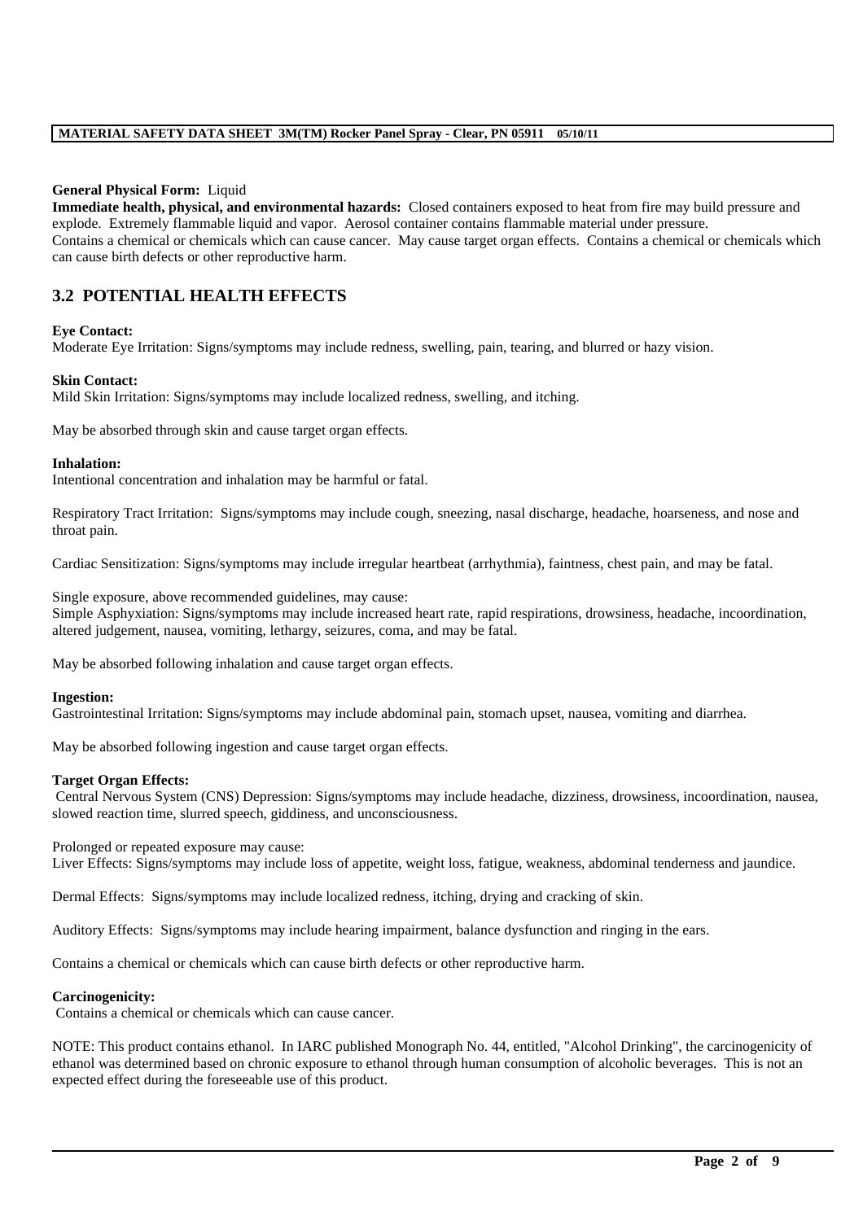**General Physical Form:** Liquid

**Immediate health, physical, and environmental hazards:** Closed containers exposed to heat from fire may build pressure and explode. Extremely flammable liquid and vapor. Aerosol container contains flammable material under pressure.
Contains a chemical or chemicals which can cause cancer. May cause target organ effects. Contains a chemical or chemicals which can cause birth defects or other reproductive harm.

## 3.2 POTENTIAL HEALTH EFFECTS

**Eye Contact:**
Moderate Eye Irritation: Signs/symptoms may include redness, swelling, pain, tearing, and blurred or hazy vision.

**Skin Contact:**
Mild Skin Irritation: Signs/symptoms may include localized redness, swelling, and itching.

May be absorbed through skin and cause target organ effects.

**Inhalation:**
Intentional concentration and inhalation may be harmful or fatal.

Respiratory Tract Irritation: Signs/symptoms may include cough, sneezing, nasal discharge, headache, hoarseness, and nose and throat pain.

Cardiac Sensitization: Signs/symptoms may include irregular heartbeat (arrhythmia), faintness, chest pain, and may be fatal.

Single exposure, above recommended guidelines, may cause:
Simple Asphyxiation: Signs/symptoms may include increased heart rate, rapid respirations, drowsiness, headache, incoordination, altered judgement, nausea, vomiting, lethargy, seizures, coma, and may be fatal.

May be absorbed following inhalation and cause target organ effects.

**Ingestion:**
Gastrointestinal Irritation: Signs/symptoms may include abdominal pain, stomach upset, nausea, vomiting and diarrhea.

May be absorbed following ingestion and cause target organ effects.

**Target Organ Effects:**
Central Nervous System (CNS) Depression: Signs/symptoms may include headache, dizziness, drowsiness, incoordination, nausea, slowed reaction time, slurred speech, giddiness, and unconsciousness.

Prolonged or repeated exposure may cause:
Liver Effects: Signs/symptoms may include loss of appetite, weight loss, fatigue, weakness, abdominal tenderness and jaundice.

Dermal Effects: Signs/symptoms may include localized redness, itching, drying and cracking of skin.

Auditory Effects: Signs/symptoms may include hearing impairment, balance dysfunction and ringing in the ears.

Contains a chemical or chemicals which can cause birth defects or other reproductive harm.

**Carcinogenicity:**
Contains a chemical or chemicals which can cause cancer.

NOTE: This product contains ethanol. In IARC published Monograph No. 44, entitled, "Alcohol Drinking", the carcinogenicity of ethanol was determined based on chronic exposure to ethanol through human consumption of alcoholic beverages. This is not an expected effect during the foreseeable use of this product.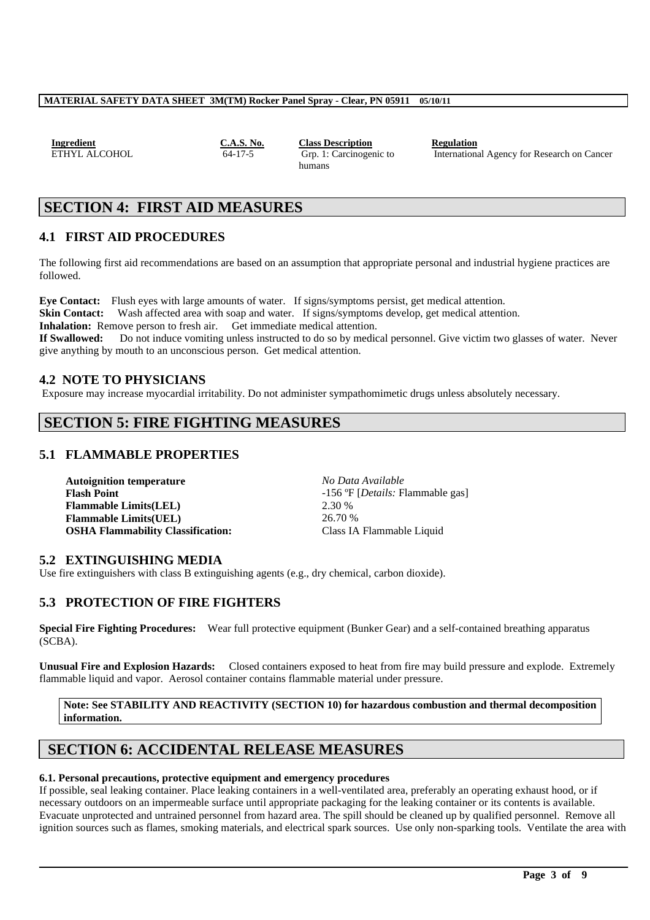| Ingredient | C.A.S. No. | Class Description | Regulation |
| --- | --- | --- | --- |
| ETHYL ALCOHOL | 64-17-5 | Grp. 1: Carcinogenic to humans | International Agency for Research on Cancer |

# SECTION 4: FIRST AID MEASURES

## 4.1 FIRST AID PROCEDURES

The following first aid recommendations are based on an assumption that appropriate personal and industrial hygiene practices are followed.

**Eye Contact:** Flush eyes with large amounts of water. If signs/symptoms persist, get medical attention.
**Skin Contact:** Wash affected area with soap and water. If signs/symptoms develop, get medical attention.
**Inhalation:** Remove person to fresh air. Get immediate medical attention.
**If Swallowed:** Do not induce vomiting unless instructed to do so by medical personnel. Give victim two glasses of water. Never give anything by mouth to an unconscious person. Get medical attention.

## 4.2 NOTE TO PHYSICIANS

Exposure may increase myocardial irritability. Do not administer sympathomimetic drugs unless absolutely necessary.

# SECTION 5: FIRE FIGHTING MEASURES

## 5.1 FLAMMABLE PROPERTIES

| | |
| --- | --- |
| **Autoignition temperature** | *No Data Available* |
| **Flash Point** | -156 ºF [*Details:* Flammable gas] |
| **Flammable Limits(LEL)** | 2.30 % |
| **Flammable Limits(UEL)** | 26.70 % |
| **OSHA Flammability Classification:** | Class IA Flammable Liquid |

## 5.2 EXTINGUISHING MEDIA

Use fire extinguishers with class B extinguishing agents (e.g., dry chemical, carbon dioxide).

## 5.3 PROTECTION OF FIRE FIGHTERS

**Special Fire Fighting Procedures:** Wear full protective equipment (Bunker Gear) and a self-contained breathing apparatus (SCBA).

**Unusual Fire and Explosion Hazards:** Closed containers exposed to heat from fire may build pressure and explode. Extremely flammable liquid and vapor. Aerosol container contains flammable material under pressure.

**Note: See STABILITY AND REACTIVITY (SECTION 10) for hazardous combustion and thermal decomposition information.**

# SECTION 6: ACCIDENTAL RELEASE MEASURES

### 6.1. Personal precautions, protective equipment and emergency procedures

If possible, seal leaking container. Place leaking containers in a well-ventilated area, preferably an operating exhaust hood, or if necessary outdoors on an impermeable surface until appropriate packaging for the leaking container or its contents is available. Evacuate unprotected and untrained personnel from hazard area. The spill should be cleaned up by qualified personnel. Remove all ignition sources such as flames, smoking materials, and electrical spark sources. Use only non-sparking tools. Ventilate the area with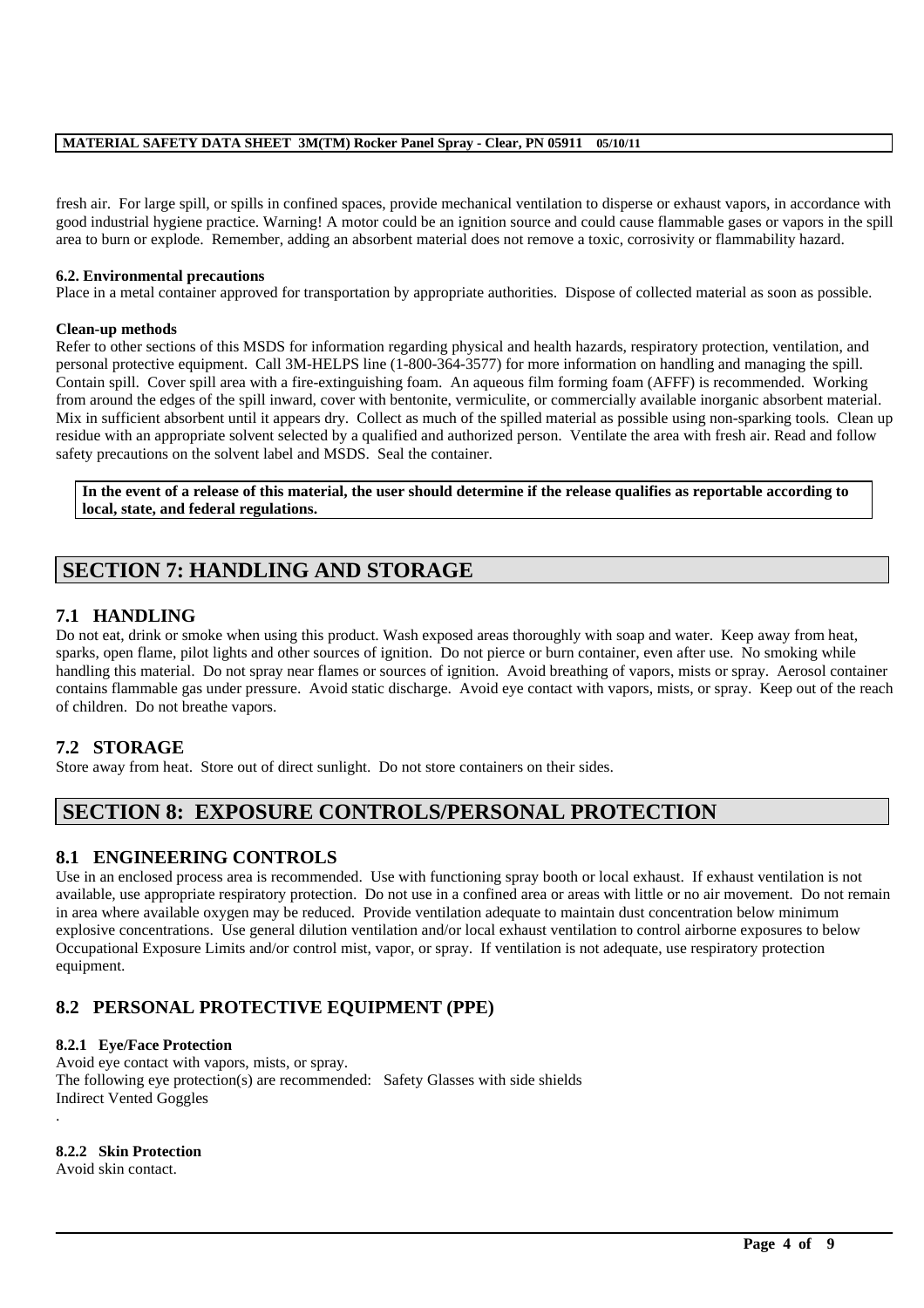fresh air. For large spill, or spills in confined spaces, provide mechanical ventilation to disperse or exhaust vapors, in accordance with good industrial hygiene practice. Warning! A motor could be an ignition source and could cause flammable gases or vapors in the spill area to burn or explode. Remember, adding an absorbent material does not remove a toxic, corrosivity or flammability hazard.

**6.2. Environmental precautions**

Place in a metal container approved for transportation by appropriate authorities. Dispose of collected material as soon as possible.

**Clean-up methods**

Refer to other sections of this MSDS for information regarding physical and health hazards, respiratory protection, ventilation, and personal protective equipment. Call 3M-HELPS line (1-800-364-3577) for more information on handling and managing the spill. Contain spill. Cover spill area with a fire-extinguishing foam. An aqueous film forming foam (AFFF) is recommended. Working from around the edges of the spill inward, cover with bentonite, vermiculite, or commercially available inorganic absorbent material. Mix in sufficient absorbent until it appears dry. Collect as much of the spilled material as possible using non-sparking tools. Clean up residue with an appropriate solvent selected by a qualified and authorized person. Ventilate the area with fresh air. Read and follow safety precautions on the solvent label and MSDS. Seal the container.

**In the event of a release of this material, the user should determine if the release qualifies as reportable according to local, state, and federal regulations.**

# SECTION 7: HANDLING AND STORAGE

## 7.1 HANDLING

Do not eat, drink or smoke when using this product. Wash exposed areas thoroughly with soap and water. Keep away from heat, sparks, open flame, pilot lights and other sources of ignition. Do not pierce or burn container, even after use. No smoking while handling this material. Do not spray near flames or sources of ignition. Avoid breathing of vapors, mists or spray. Aerosol container contains flammable gas under pressure. Avoid static discharge. Avoid eye contact with vapors, mists, or spray. Keep out of the reach of children. Do not breathe vapors.

## 7.2 STORAGE

Store away from heat. Store out of direct sunlight. Do not store containers on their sides.

# SECTION 8: EXPOSURE CONTROLS/PERSONAL PROTECTION

## 8.1 ENGINEERING CONTROLS

Use in an enclosed process area is recommended. Use with functioning spray booth or local exhaust. If exhaust ventilation is not available, use appropriate respiratory protection. Do not use in a confined area or areas with little or no air movement. Do not remain in area where available oxygen may be reduced. Provide ventilation adequate to maintain dust concentration below minimum explosive concentrations. Use general dilution ventilation and/or local exhaust ventilation to control airborne exposures to below Occupational Exposure Limits and/or control mist, vapor, or spray. If ventilation is not adequate, use respiratory protection equipment.

## 8.2 PERSONAL PROTECTIVE EQUIPMENT (PPE)

### 8.2.1 Eye/Face Protection

Avoid eye contact with vapors, mists, or spray.

The following eye protection(s) are recommended: Safety Glasses with side shields

Indirect Vented Goggles

.

### 8.2.2 Skin Protection

Avoid skin contact.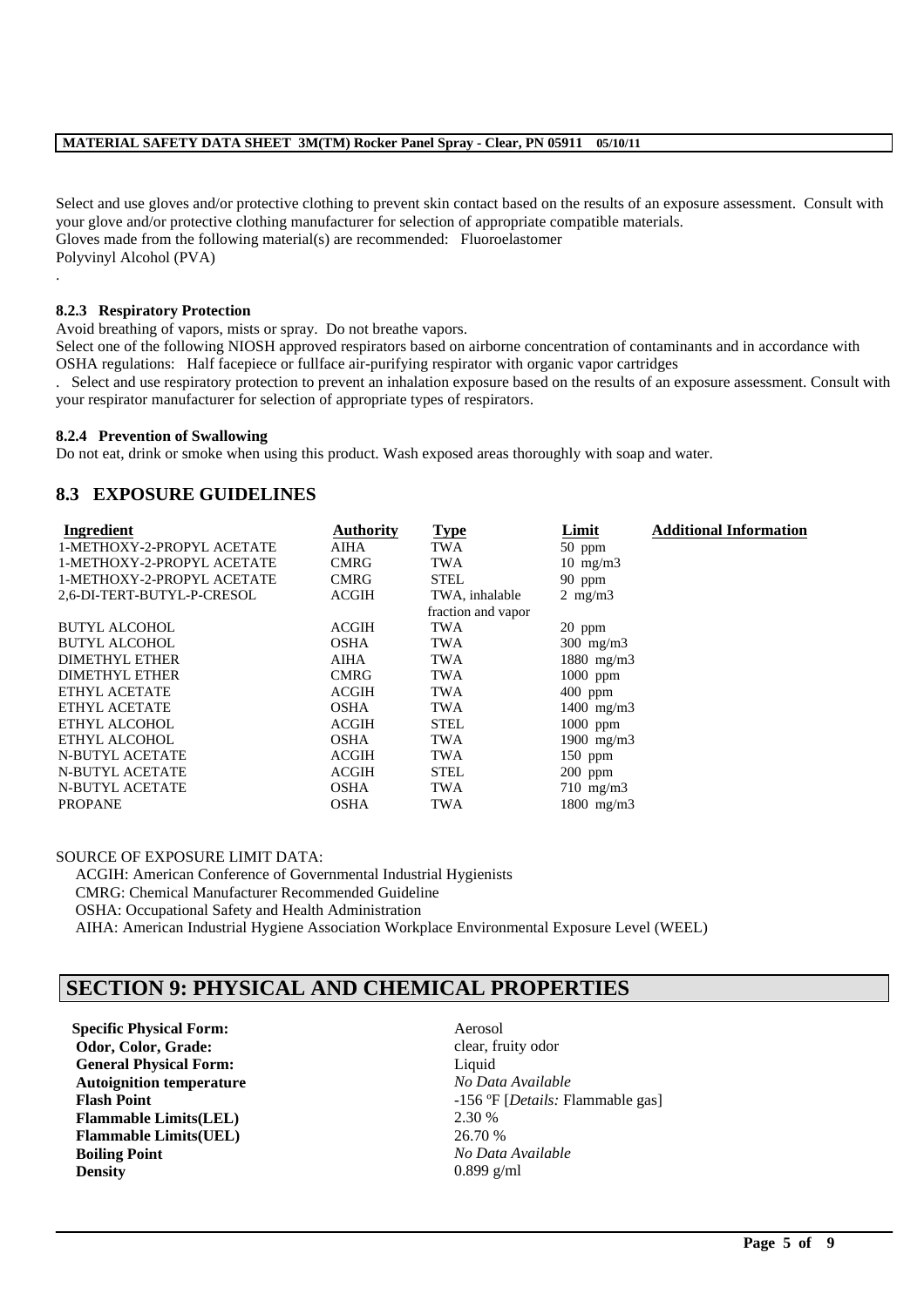Select and use gloves and/or protective clothing to prevent skin contact based on the results of an exposure assessment. Consult with your glove and/or protective clothing manufacturer for selection of appropriate compatible materials.
Gloves made from the following material(s) are recommended: Fluoroelastomer
Polyvinyl Alcohol (PVA)
.

### 8.2.3 Respiratory Protection

Avoid breathing of vapors, mists or spray. Do not breathe vapors.
Select one of the following NIOSH approved respirators based on airborne concentration of contaminants and in accordance with OSHA regulations: Half facepiece or fullface air-purifying respirator with organic vapor cartridges
. Select and use respiratory protection to prevent an inhalation exposure based on the results of an exposure assessment. Consult with your respirator manufacturer for selection of appropriate types of respirators.

### 8.2.4 Prevention of Swallowing

Do not eat, drink or smoke when using this product. Wash exposed areas thoroughly with soap and water.

## 8.3 EXPOSURE GUIDELINES

| Ingredient | Authority | Type | Limit | Additional Information |
|---|---|---|---|---|
| 1-METHOXY-2-PROPYL ACETATE | AIHA | TWA | 50 ppm | |
| 1-METHOXY-2-PROPYL ACETATE | CMRG | TWA | 10 mg/m3 | |
| 1-METHOXY-2-PROPYL ACETATE | CMRG | STEL | 90 ppm | |
| 2,6-DI-TERT-BUTYL-P-CRESOL | ACGIH | TWA, inhalable fraction and vapor | 2 mg/m3 | |
| BUTYL ALCOHOL | ACGIH | TWA | 20 ppm | |
| BUTYL ALCOHOL | OSHA | TWA | 300 mg/m3 | |
| DIMETHYL ETHER | AIHA | TWA | 1880 mg/m3 | |
| DIMETHYL ETHER | CMRG | TWA | 1000 ppm | |
| ETHYL ACETATE | ACGIH | TWA | 400 ppm | |
| ETHYL ACETATE | OSHA | TWA | 1400 mg/m3 | |
| ETHYL ALCOHOL | ACGIH | STEL | 1000 ppm | |
| ETHYL ALCOHOL | OSHA | TWA | 1900 mg/m3 | |
| N-BUTYL ACETATE | ACGIH | TWA | 150 ppm | |
| N-BUTYL ACETATE | ACGIH | STEL | 200 ppm | |
| N-BUTYL ACETATE | OSHA | TWA | 710 mg/m3 | |
| PROPANE | OSHA | TWA | 1800 mg/m3 | |

SOURCE OF EXPOSURE LIMIT DATA:
ACGIH: American Conference of Governmental Industrial Hygienists
CMRG: Chemical Manufacturer Recommended Guideline
OSHA: Occupational Safety and Health Administration
AIHA: American Industrial Hygiene Association Workplace Environmental Exposure Level (WEEL)

# SECTION 9: PHYSICAL AND CHEMICAL PROPERTIES

| | |
|---|---|
| **Specific Physical Form:** | Aerosol |
| **Odor, Color, Grade:** | clear, fruity odor |
| **General Physical Form:** | Liquid |
| **Autoignition temperature** | *No Data Available* |
| **Flash Point** | -156 ºF [*Details:* Flammable gas] |
| **Flammable Limits(LEL)** | 2.30 % |
| **Flammable Limits(UEL)** | 26.70 % |
| **Boiling Point** | *No Data Available* |
| **Density** | 0.899 g/ml |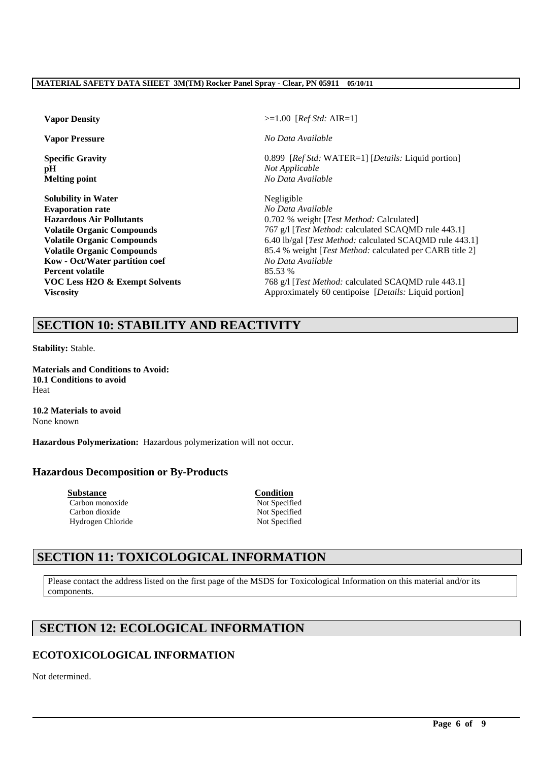| | |
|---|---|
| **Vapor Density** | >=1.00 [*Ref Std:* AIR=1] |
| **Vapor Pressure** | *No Data Available* |
| **Specific Gravity** | 0.899 [*Ref Std:* WATER=1] [*Details:* Liquid portion] |
| **pH** | *Not Applicable* |
| **Melting point** | *No Data Available* |
| **Solubility in Water** | Negligible |
| **Evaporation rate** | *No Data Available* |
| **Hazardous Air Pollutants** | 0.702 % weight [*Test Method:* Calculated] |
| **Volatile Organic Compounds** | 767 g/l [*Test Method:* calculated SCAQMD rule 443.1] |
| **Volatile Organic Compounds** | 6.40 lb/gal [*Test Method:* calculated SCAQMD rule 443.1] |
| **Volatile Organic Compounds** | 85.4 % weight [*Test Method:* calculated per CARB title 2] |
| **Kow - Oct/Water partition coef** | *No Data Available* |
| **Percent volatile** | 85.53 % |
| **VOC Less H2O & Exempt Solvents** | 768 g/l [*Test Method:* calculated SCAQMD rule 443.1] |
| **Viscosity** | Approximately 60 centipoise [*Details:* Liquid portion] |

# SECTION 10: STABILITY AND REACTIVITY

**Stability:** Stable.

**Materials and Conditions to Avoid:**
**10.1 Conditions to avoid**
Heat

**10.2 Materials to avoid**
None known

**Hazardous Polymerization:** Hazardous polymerization will not occur.

## Hazardous Decomposition or By-Products

| Substance | Condition |
|---|---|
| Carbon monoxide | Not Specified |
| Carbon dioxide | Not Specified |
| Hydrogen Chloride | Not Specified |

# SECTION 11: TOXICOLOGICAL INFORMATION

Please contact the address listed on the first page of the MSDS for Toxicological Information on this material and/or its components.

# SECTION 12: ECOLOGICAL INFORMATION

## ECOTOXICOLOGICAL INFORMATION

Not determined.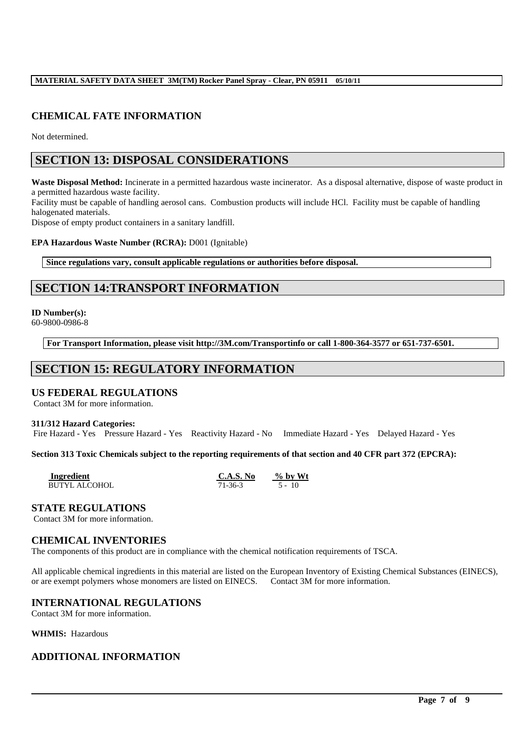## CHEMICAL FATE INFORMATION

Not determined.

# SECTION 13: DISPOSAL CONSIDERATIONS

**Waste Disposal Method:** Incinerate in a permitted hazardous waste incinerator. As a disposal alternative, dispose of waste product in a permitted hazardous waste facility.
Facility must be capable of handling aerosol cans. Combustion products will include HCl. Facility must be capable of handling halogenated materials.
Dispose of empty product containers in a sanitary landfill.

**EPA Hazardous Waste Number (RCRA):** D001 (Ignitable)

**Since regulations vary, consult applicable regulations or authorities before disposal.**

# SECTION 14:TRANSPORT INFORMATION

**ID Number(s):**
60-9800-0986-8

**For Transport Information, please visit http://3M.com/Transportinfo or call 1-800-364-3577 or 651-737-6501.**

# SECTION 15: REGULATORY INFORMATION

## US FEDERAL REGULATIONS

Contact 3M for more information.

**311/312 Hazard Categories:**
Fire Hazard - Yes  Pressure Hazard - Yes  Reactivity Hazard - No  Immediate Hazard - Yes  Delayed Hazard - Yes

**Section 313 Toxic Chemicals subject to the reporting requirements of that section and 40 CFR part 372 (EPCRA):**

| Ingredient | C.A.S. No | % by Wt |
|---|---|---|
| BUTYL ALCOHOL | 71-36-3 | 5 - 10 |

## STATE REGULATIONS

Contact 3M for more information.

## CHEMICAL INVENTORIES

The components of this product are in compliance with the chemical notification requirements of TSCA.

All applicable chemical ingredients in this material are listed on the European Inventory of Existing Chemical Substances (EINECS), or are exempt polymers whose monomers are listed on EINECS. Contact 3M for more information.

## INTERNATIONAL REGULATIONS

Contact 3M for more information.

**WHMIS:** Hazardous

## ADDITIONAL INFORMATION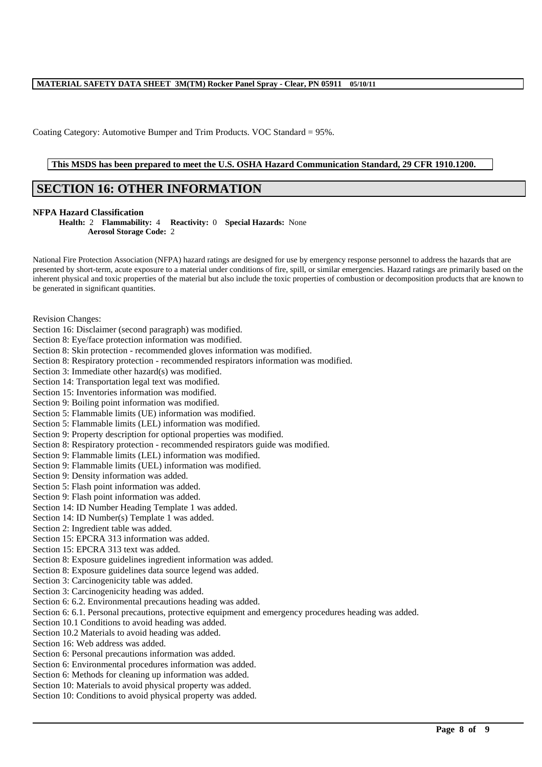Coating Category: Automotive Bumper and Trim Products. VOC Standard = 95%.

**This MSDS has been prepared to meet the U.S. OSHA Hazard Communication Standard, 29 CFR 1910.1200.**

# SECTION 16: OTHER INFORMATION

**NFPA Hazard Classification**

**Health:** 2 **Flammability:** 4 **Reactivity:** 0 **Special Hazards:** None
**Aerosol Storage Code:** 2

National Fire Protection Association (NFPA) hazard ratings are designed for use by emergency response personnel to address the hazards that are presented by short-term, acute exposure to a material under conditions of fire, spill, or similar emergencies. Hazard ratings are primarily based on the inherent physical and toxic properties of the material but also include the toxic properties of combustion or decomposition products that are known to be generated in significant quantities.

Revision Changes:
Section 16: Disclaimer (second paragraph) was modified.
Section 8: Eye/face protection information was modified.
Section 8: Skin protection - recommended gloves information was modified.
Section 8: Respiratory protection - recommended respirators information was modified.
Section 3: Immediate other hazard(s) was modified.
Section 14: Transportation legal text was modified.
Section 15: Inventories information was modified.
Section 9: Boiling point information was modified.
Section 5: Flammable limits (UE) information was modified.
Section 5: Flammable limits (LEL) information was modified.
Section 9: Property description for optional properties was modified.
Section 8: Respiratory protection - recommended respirators guide was modified.
Section 9: Flammable limits (LEL) information was modified.
Section 9: Flammable limits (UEL) information was modified.
Section 9: Density information was added.
Section 5: Flash point information was added.
Section 9: Flash point information was added.
Section 14: ID Number Heading Template 1 was added.
Section 14: ID Number(s) Template 1 was added.
Section 2: Ingredient table was added.
Section 15: EPCRA 313 information was added.
Section 15: EPCRA 313 text was added.
Section 8: Exposure guidelines ingredient information was added.
Section 8: Exposure guidelines data source legend was added.
Section 3: Carcinogenicity table was added.
Section 3: Carcinogenicity heading was added.
Section 6: 6.2. Environmental precautions heading was added.
Section 6: 6.1. Personal precautions, protective equipment and emergency procedures heading was added.
Section 10.1 Conditions to avoid heading was added.
Section 10.2 Materials to avoid heading was added.
Section 16: Web address was added.
Section 6: Personal precautions information was added.
Section 6: Environmental procedures information was added.
Section 6: Methods for cleaning up information was added.
Section 10: Materials to avoid physical property was added.
Section 10: Conditions to avoid physical property was added.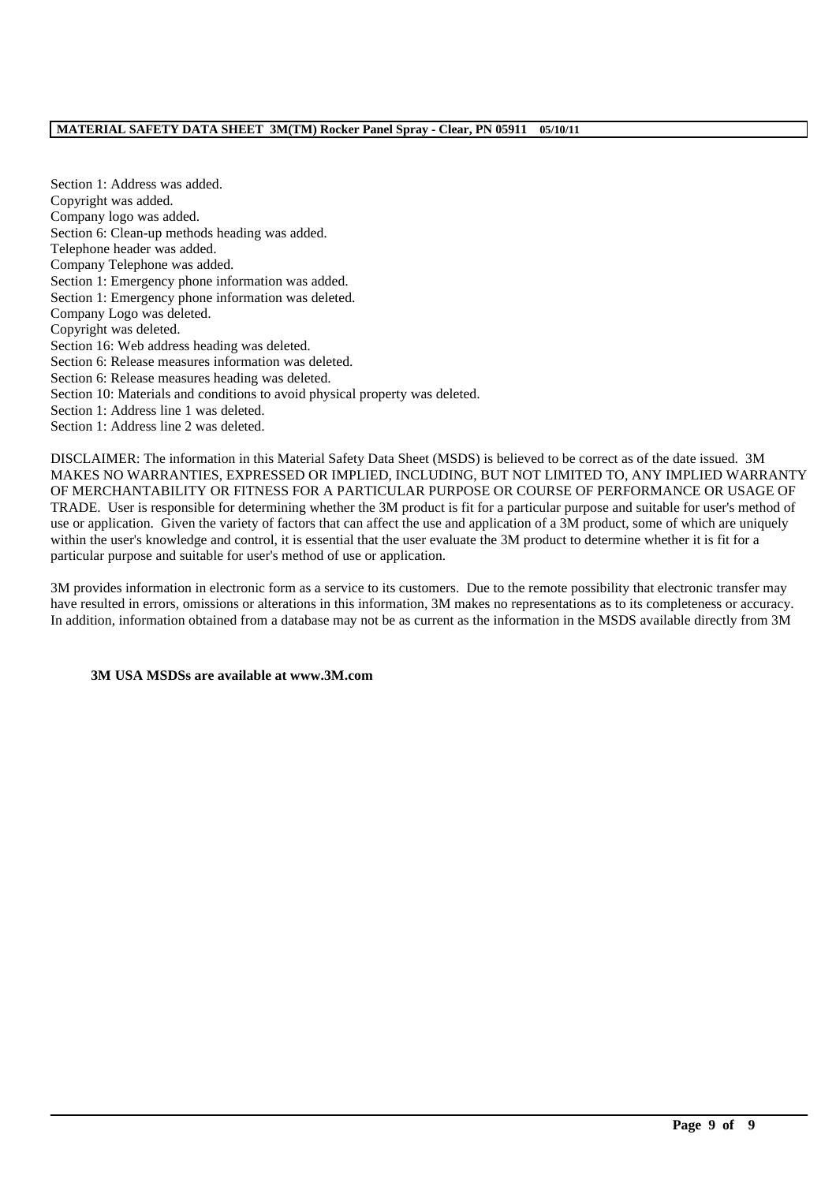Section 1: Address was added.
Copyright was added.
Company logo was added.
Section 6: Clean-up methods heading was added.
Telephone header was added.
Company Telephone was added.
Section 1: Emergency phone information was added.
Section 1: Emergency phone information was deleted.
Company Logo was deleted.
Copyright was deleted.
Section 16: Web address heading was deleted.
Section 6: Release measures information was deleted.
Section 6: Release measures heading was deleted.
Section 10: Materials and conditions to avoid physical property was deleted.
Section 1: Address line 1 was deleted.
Section 1: Address line 2 was deleted.

DISCLAIMER: The information in this Material Safety Data Sheet (MSDS) is believed to be correct as of the date issued. 3M MAKES NO WARRANTIES, EXPRESSED OR IMPLIED, INCLUDING, BUT NOT LIMITED TO, ANY IMPLIED WARRANTY OF MERCHANTABILITY OR FITNESS FOR A PARTICULAR PURPOSE OR COURSE OF PERFORMANCE OR USAGE OF TRADE. User is responsible for determining whether the 3M product is fit for a particular purpose and suitable for user's method of use or application. Given the variety of factors that can affect the use and application of a 3M product, some of which are uniquely within the user's knowledge and control, it is essential that the user evaluate the 3M product to determine whether it is fit for a particular purpose and suitable for user's method of use or application.

3M provides information in electronic form as a service to its customers. Due to the remote possibility that electronic transfer may have resulted in errors, omissions or alterations in this information, 3M makes no representations as to its completeness or accuracy. In addition, information obtained from a database may not be as current as the information in the MSDS available directly from 3M

**3M USA MSDSs are available at www.3M.com**